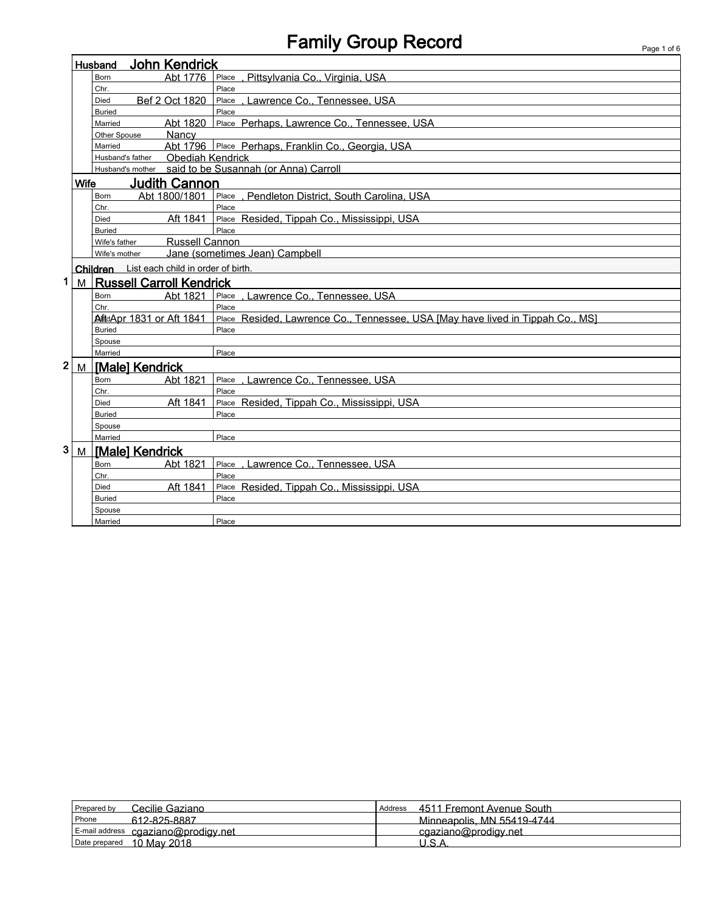# Family Group Record

## Husband: John Kendrick

| Field | Date | Place |
|---|---|---|
| Born | Abt 1776 | , Pittsylvania Co., Virginia, USA |
| Chr. | | |
| Died | Bef 2 Oct 1820 | , Lawrence Co., Tennessee, USA |
| Buried | | |
| Married | Abt 1820 | Perhaps, Lawrence Co., Tennessee, USA |
| Other Spouse | Nancy | |
| Married | Abt 1796 | Perhaps, Franklin Co., Georgia, USA |
| Husband's father | Obediah Kendrick | |
| Husband's mother | said to be Susannah (or Anna) Carroll | |

## Wife: Judith Cannon

| Field | Date | Place |
|---|---|---|
| Born | Abt 1800/1801 | , Pendleton District, South Carolina, USA |
| Chr. | | |
| Died | Aft 1841 | Resided, Tippah Co., Mississippi, USA |
| Buried | | |
| Wife's father | Russell Cannon | |
| Wife's mother | Jane (sometimes Jean) Campbell | |

## Children

List each child in order of birth.

### 1 M Russell Carroll Kendrick

| Field | Date | Place |
|---|---|---|
| Born | Abt 1821 | , Lawrence Co., Tennessee, USA |
| Chr. | | |
| Died | Aft Apr 1831 or Aft 1841 | Resided, Lawrence Co., Tennessee, USA [May have lived in Tippah Co., MS] |
| Buried | | |
| Spouse | | |
| Married | | |

### 2 M [Male] Kendrick

| Field | Date | Place |
|---|---|---|
| Born | Abt 1821 | , Lawrence Co., Tennessee, USA |
| Chr. | | |
| Died | Aft 1841 | Resided, Tippah Co., Mississippi, USA |
| Buried | | |
| Spouse | | |
| Married | | |

### 3 M [Male] Kendrick

| Field | Date | Place |
|---|---|---|
| Born | Abt 1821 | , Lawrence Co., Tennessee, USA |
| Chr. | | |
| Died | Aft 1841 | Resided, Tippah Co., Mississippi, USA |
| Buried | | |
| Spouse | | |
| Married | | |

| | | | |
|---|---|---|---|
| Prepared by | Cecilie Gaziano | Address | 4511 Fremont Avenue South |
| Phone | 612-825-8887 | | Minneapolis, MN 55419-4744 |
| E-mail address | cgaziano@prodigy.net | | cgaziano@prodigy.net |
| Date prepared | 10 May 2018 | | U.S.A. |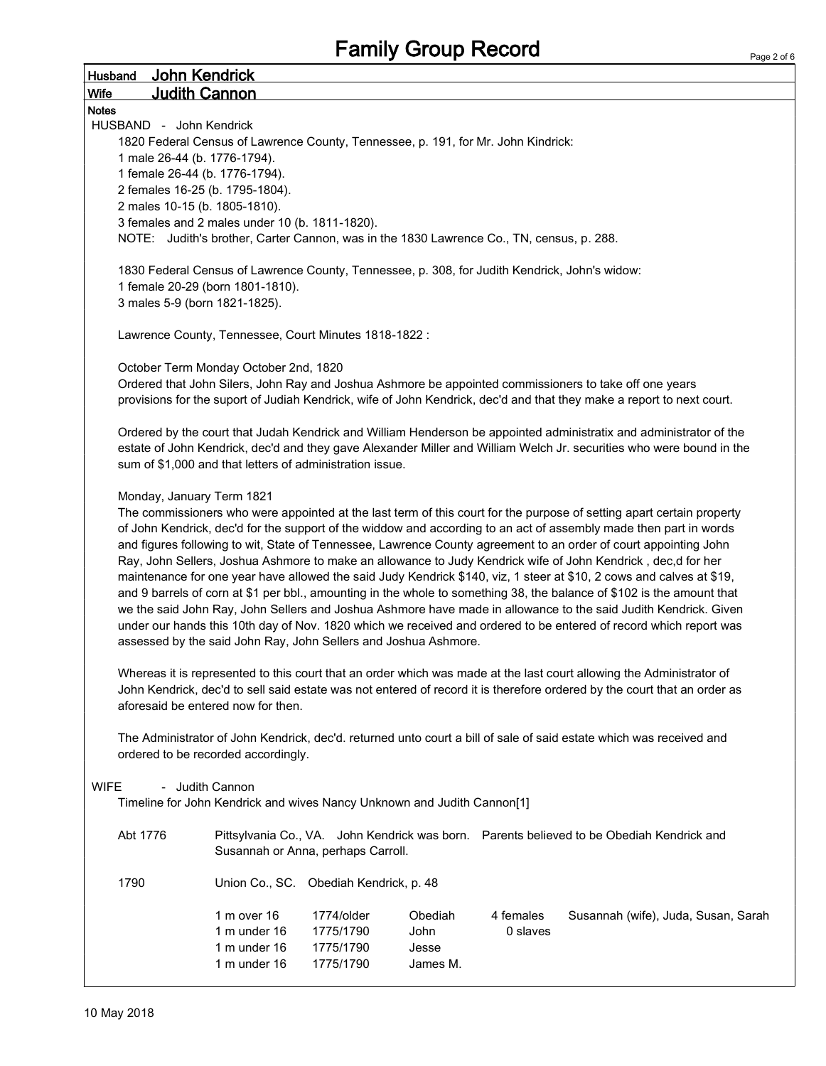# Family Group Record

**Husband** John Kendrick

**Wife** Judith Cannon

**Notes**

HUSBAND - John Kendrick

1820 Federal Census of Lawrence County, Tennessee, p. 191, for Mr. John Kindrick:
1 male 26-44 (b. 1776-1794).
1 female 26-44 (b. 1776-1794).
2 females 16-25 (b. 1795-1804).
2 males 10-15 (b. 1805-1810).
3 females and 2 males under 10 (b. 1811-1820).
NOTE: Judith's brother, Carter Cannon, was in the 1830 Lawrence Co., TN, census, p. 288.

1830 Federal Census of Lawrence County, Tennessee, p. 308, for Judith Kendrick, John's widow:
1 female 20-29 (born 1801-1810).
3 males 5-9 (born 1821-1825).

Lawrence County, Tennessee, Court Minutes 1818-1822 :

October Term Monday October 2nd, 1820
Ordered that John Silers, John Ray and Joshua Ashmore be appointed commissioners to take off one years provisions for the suport of Judiah Kendrick, wife of John Kendrick, dec'd and that they make a report to next court.

Ordered by the court that Judah Kendrick and William Henderson be appointed administratix and administrator of the estate of John Kendrick, dec'd and they gave Alexander Miller and William Welch Jr. securities who were bound in the sum of $1,000 and that letters of administration issue.

Monday, January Term 1821
The commissioners who were appointed at the last term of this court for the purpose of setting apart certain property of John Kendrick, dec'd for the support of the widdow and according to an act of assembly made then part in words and figures following to wit, State of Tennessee, Lawrence County agreement to an order of court appointing John Ray, John Sellers, Joshua Ashmore to make an allowance to Judy Kendrick wife of John Kendrick , dec,d for her maintenance for one year have allowed the said Judy Kendrick $140, viz, 1 steer at $10, 2 cows and calves at $19, and 9 barrels of corn at $1 per bbl., amounting in the whole to something 38, the balance of $102 is the amount that we the said John Ray, John Sellers and Joshua Ashmore have made in allowance to the said Judith Kendrick. Given under our hands this 10th day of Nov. 1820 which we received and ordered to be entered of record which report was assessed by the said John Ray, John Sellers and Joshua Ashmore.

Whereas it is represented to this court that an order which was made at the last court allowing the Administrator of John Kendrick, dec'd to sell said estate was not entered of record it is therefore ordered by the court that an order as aforesaid be entered now for then.

The Administrator of John Kendrick, dec'd. returned unto court a bill of sale of said estate which was received and ordered to be recorded accordingly.

WIFE - Judith Cannon

Timeline for John Kendrick and wives Nancy Unknown and Judith Cannon[1]

Abt 1776 — Pittsylvania Co., VA. John Kendrick was born. Parents believed to be Obediah Kendrick and Susannah or Anna, perhaps Carroll.

1790 — Union Co., SC. Obediah Kendrick, p. 48

| | | | | |
|---|---|---|---|---|
| 1 m over 16 | 1774/older | Obediah | 4 females | Susannah (wife), Juda, Susan, Sarah |
| 1 m under 16 | 1775/1790 | John | 0 slaves | |
| 1 m under 16 | 1775/1790 | Jesse | | |
| 1 m under 16 | 1775/1790 | James M. | | |

10 May 2018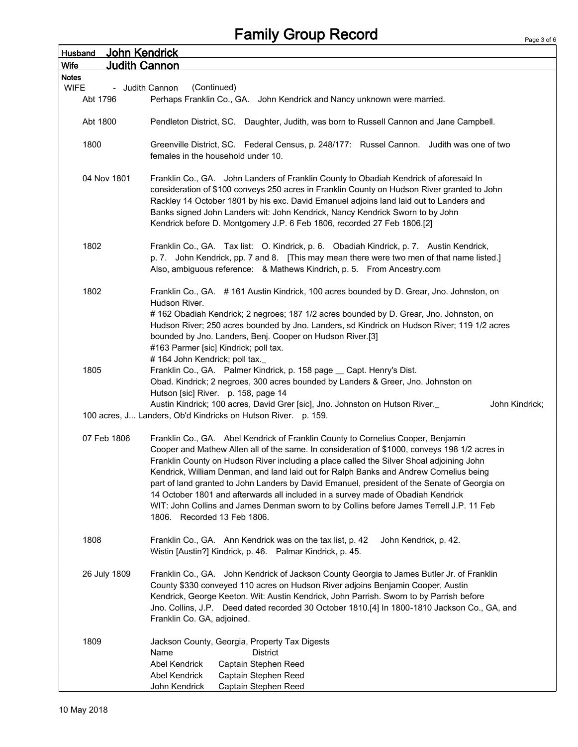# Family Group Record

**Husband** John Kendrick

**Wife** Judith Cannon

**Notes**

WIFE - Judith Cannon (Continued)

Abt 1796 — Perhaps Franklin Co., GA. John Kendrick and Nancy unknown were married.

Abt 1800 — Pendleton District, SC. Daughter, Judith, was born to Russell Cannon and Jane Campbell.

1800 — Greenville District, SC. Federal Census, p. 248/177: Russel Cannon. Judith was one of two females in the household under 10.

04 Nov 1801 — Franklin Co., GA. John Landers of Franklin County to Obadiah Kendrick of aforesaid In consideration of $100 conveys 250 acres in Franklin County on Hudson River granted to John Rackley 14 October 1801 by his exc. David Emanuel adjoins land laid out to Landers and Banks signed John Landers wit: John Kendrick, Nancy Kendrick Sworn to by John Kendrick before D. Montgomery J.P. 6 Feb 1806, recorded 27 Feb 1806.[2]

1802 — Franklin Co., GA. Tax list: O. Kindrick, p. 6. Obadiah Kindrick, p. 7. Austin Kendrick, p. 7. John Kendrick, pp. 7 and 8. [This may mean there were two men of that name listed.] Also, ambiguous reference: & Mathews Kindrich, p. 5. From Ancestry.com

1802 — Franklin Co., GA. # 161 Austin Kindrick, 100 acres bounded by D. Grear, Jno. Johnston, on Hudson River.
# 162 Obadiah Kendrick; 2 negroes; 187 1/2 acres bounded by D. Grear, Jno. Johnston, on Hudson River; 250 acres bounded by Jno. Landers, sd Kindrick on Hudson River; 119 1/2 acres bounded by Jno. Landers, Benj. Cooper on Hudson River.[3]
#163 Parmer [sic] Kindrick; poll tax.
# 164 John Kendrick; poll tax._

1805 — Franklin Co., GA. Palmer Kindrick, p. 158 page __ Capt. Henry's Dist.
Obad. Kindrick; 2 negroes, 300 acres bounded by Landers & Greer, Jno. Johnston on Hutson [sic] River. p. 158, page 14
Austin Kindrick; 100 acres, David Grer [sic], Jno. Johnston on Hutson River._ John Kindrick; 100 acres, J... Landers, Ob'd Kindricks on Hutson River. p. 159.

07 Feb 1806 — Franklin Co., GA. Abel Kendrick of Franklin County to Cornelius Cooper, Benjamin Cooper and Mathew Allen all of the same. In consideration of $1000, conveys 198 1/2 acres in Franklin County on Hudson River including a place called the Silver Shoal adjoining John Kendrick, William Denman, and land laid out for Ralph Banks and Andrew Cornelius being part of land granted to John Landers by David Emanuel, president of the Senate of Georgia on 14 October 1801 and afterwards all included in a survey made of Obadiah Kendrick WIT: John Collins and James Denman sworn to by Collins before James Terrell J.P. 11 Feb 1806. Recorded 13 Feb 1806.

1808 — Franklin Co., GA. Ann Kendrick was on the tax list, p. 42 John Kendrick, p. 42. Wistin [Austin?] Kindrick, p. 46. Palmar Kindrick, p. 45.

26 July 1809 — Franklin Co., GA. John Kendrick of Jackson County Georgia to James Butler Jr. of Franklin County $330 conveyed 110 acres on Hudson River adjoins Benjamin Cooper, Austin Kendrick, George Keeton. Wit: Austin Kendrick, John Parrish. Sworn to by Parrish before Jno. Collins, J.P. Deed dated recorded 30 October 1810.[4] In 1800-1810 Jackson Co., GA, and Franklin Co. GA, adjoined.

1809 — Jackson County, Georgia, Property Tax Digests

| Name | District |
|---|---|
| Abel Kendrick | Captain Stephen Reed |
| Abel Kendrick | Captain Stephen Reed |
| John Kendrick | Captain Stephen Reed |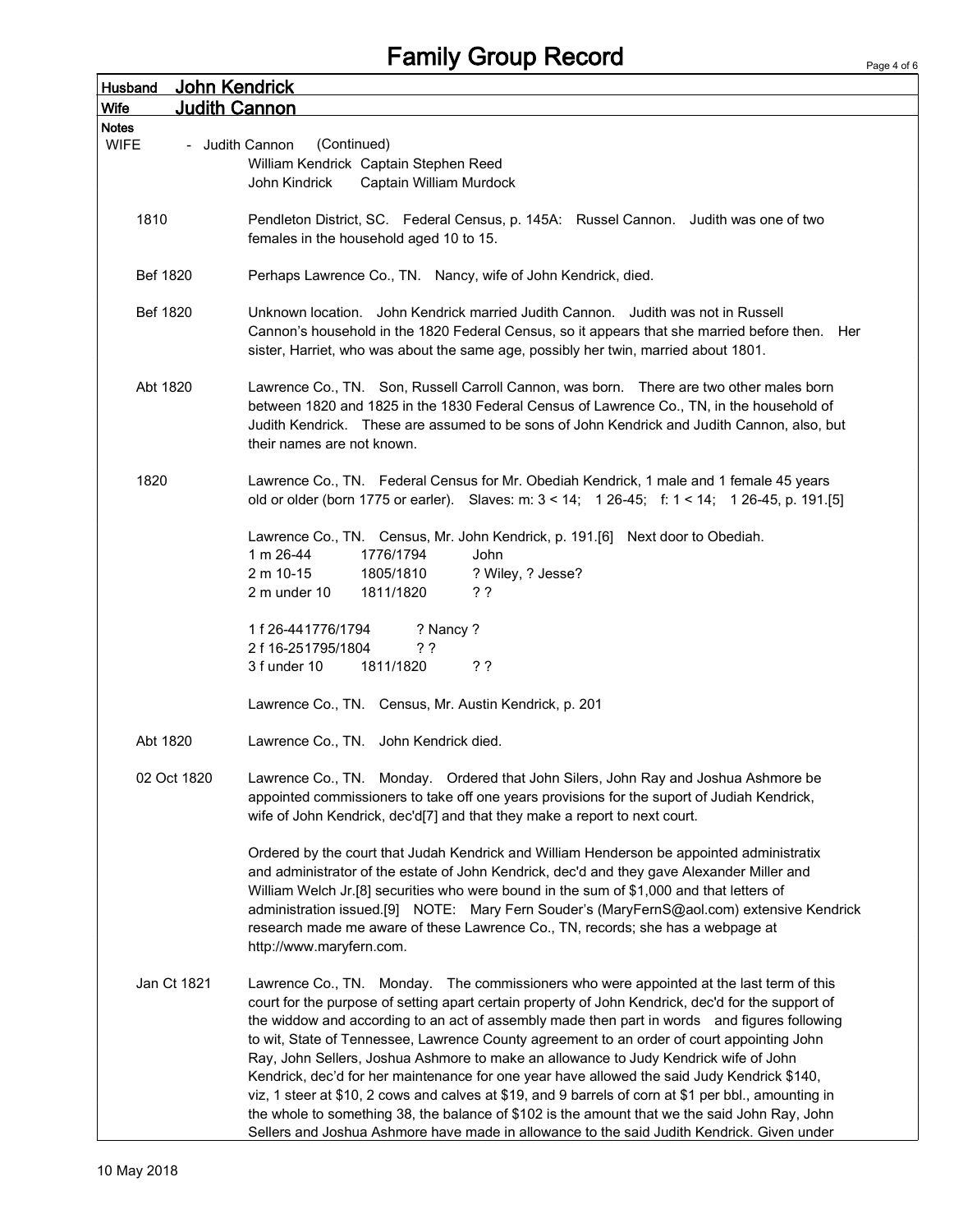# Family Group Record

**Husband** John Kendrick

**Wife** Judith Cannon

**Notes**

WIFE - Judith Cannon (Continued)

William Kendrick Captain Stephen Reed
John Kindrick Captain William Murdock

**1810** Pendleton District, SC. Federal Census, p. 145A: Russel Cannon. Judith was one of two females in the household aged 10 to 15.

**Bef 1820** Perhaps Lawrence Co., TN. Nancy, wife of John Kendrick, died.

**Bef 1820** Unknown location. John Kendrick married Judith Cannon. Judith was not in Russell Cannon's household in the 1820 Federal Census, so it appears that she married before then. Her sister, Harriet, who was about the same age, possibly her twin, married about 1801.

**Abt 1820** Lawrence Co., TN. Son, Russell Carroll Cannon, was born. There are two other males born between 1820 and 1825 in the 1830 Federal Census of Lawrence Co., TN, in the household of Judith Kendrick. These are assumed to be sons of John Kendrick and Judith Cannon, also, but their names are not known.

**1820** Lawrence Co., TN. Federal Census for Mr. Obediah Kendrick, 1 male and 1 female 45 years old or older (born 1775 or earler). Slaves: m: 3 < 14; 1 26-45; f: 1 < 14; 1 26-45, p. 191.[5]

Lawrence Co., TN. Census, Mr. John Kendrick, p. 191.[6] Next door to Obediah.

| | | |
|---|---|---|
| 1 m 26-44 | 1776/1794 | John |
| 2 m 10-15 | 1805/1810 | ? Wiley, ? Jesse? |
| 2 m under 10 | 1811/1820 | ? ? |
| 1 f 26-44 | 1776/1794 | ? Nancy ? |
| 2 f 16-25 | 1795/1804 | ? ? |
| 3 f under 10 | 1811/1820 | ? ? |

Lawrence Co., TN. Census, Mr. Austin Kendrick, p. 201

**Abt 1820** Lawrence Co., TN. John Kendrick died.

**02 Oct 1820** Lawrence Co., TN. Monday. Ordered that John Silers, John Ray and Joshua Ashmore be appointed commissioners to take off one years provisions for the suport of Judiah Kendrick, wife of John Kendrick, dec'd[7] and that they make a report to next court.

Ordered by the court that Judah Kendrick and William Henderson be appointed administratix and administrator of the estate of John Kendrick, dec'd and they gave Alexander Miller and William Welch Jr.[8] securities who were bound in the sum of $1,000 and that letters of administration issued.[9] NOTE: Mary Fern Souder's (MaryFernS@aol.com) extensive Kendrick research made me aware of these Lawrence Co., TN, records; she has a webpage at http://www.maryfern.com.

**Jan Ct 1821** Lawrence Co., TN. Monday. The commissioners who were appointed at the last term of this court for the purpose of setting apart certain property of John Kendrick, dec'd for the support of the widdow and according to an act of assembly made then part in words and figures following to wit, State of Tennessee, Lawrence County agreement to an order of court appointing John Ray, John Sellers, Joshua Ashmore to make an allowance to Judy Kendrick wife of John Kendrick, dec'd for her maintenance for one year have allowed the said Judy Kendrick $140, viz, 1 steer at $10, 2 cows and calves at $19, and 9 barrels of corn at $1 per bbl., amounting in the whole to something 38, the balance of $102 is the amount that we the said John Ray, John Sellers and Joshua Ashmore have made in allowance to the said Judith Kendrick. Given under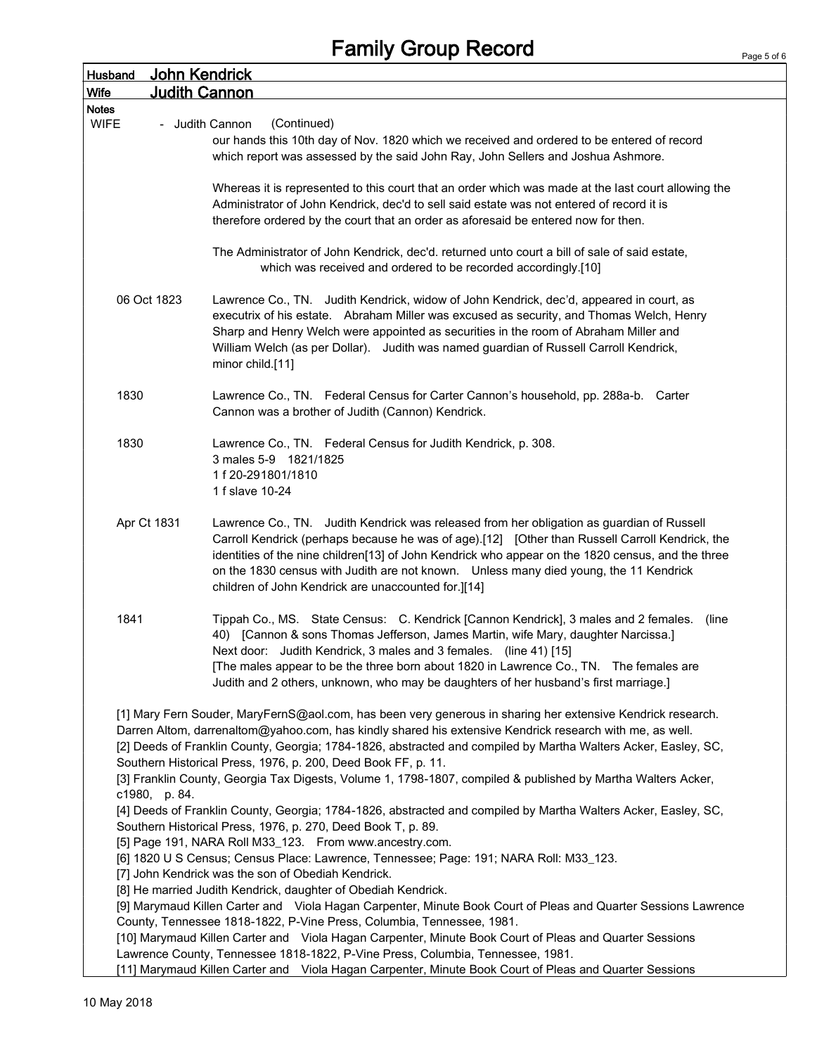# Family Group Record

**Husband** John Kendrick

**Wife** Judith Cannon

**Notes**

**WIFE** - Judith Cannon (Continued)

our hands this 10th day of Nov. 1820 which we received and ordered to be entered of record which report was assessed by the said John Ray, John Sellers and Joshua Ashmore.

Whereas it is represented to this court that an order which was made at the last court allowing the Administrator of John Kendrick, dec'd to sell said estate was not entered of record it is therefore ordered by the court that an order as aforesaid be entered now for then.

The Administrator of John Kendrick, dec'd. returned unto court a bill of sale of said estate, which was received and ordered to be recorded accordingly.[10]

**06 Oct 1823** — Lawrence Co., TN. Judith Kendrick, widow of John Kendrick, dec'd, appeared in court, as executrix of his estate. Abraham Miller was excused as security, and Thomas Welch, Henry Sharp and Henry Welch were appointed as securities in the room of Abraham Miller and William Welch (as per Dollar). Judith was named guardian of Russell Carroll Kendrick, minor child.[11]

**1830** — Lawrence Co., TN. Federal Census for Carter Cannon's household, pp. 288a-b. Carter Cannon was a brother of Judith (Cannon) Kendrick.

**1830** — Lawrence Co., TN. Federal Census for Judith Kendrick, p. 308.
3 males 5-9 1821/1825
1 f 20-291801/1810
1 f slave 10-24

**Apr Ct 1831** — Lawrence Co., TN. Judith Kendrick was released from her obligation as guardian of Russell Carroll Kendrick (perhaps because he was of age).[12] [Other than Russell Carroll Kendrick, the identities of the nine children[13] of John Kendrick who appear on the 1820 census, and the three on the 1830 census with Judith are not known. Unless many died young, the 11 Kendrick children of John Kendrick are unaccounted for.][14]

**1841** — Tippah Co., MS. State Census: C. Kendrick [Cannon Kendrick], 3 males and 2 females. (line 40) [Cannon & sons Thomas Jefferson, James Martin, wife Mary, daughter Narcissa.] Next door: Judith Kendrick, 3 males and 3 females. (line 41) [15]
[The males appear to be the three born about 1820 in Lawrence Co., TN. The females are Judith and 2 others, unknown, who may be daughters of her husband's first marriage.]

[1] Mary Fern Souder, MaryFernS@aol.com, has been very generous in sharing her extensive Kendrick research. Darren Altom, darrenaltom@yahoo.com, has kindly shared his extensive Kendrick research with me, as well.
[2] Deeds of Franklin County, Georgia; 1784-1826, abstracted and compiled by Martha Walters Acker, Easley, SC, Southern Historical Press, 1976, p. 200, Deed Book FF, p. 11.
[3] Franklin County, Georgia Tax Digests, Volume 1, 1798-1807, compiled & published by Martha Walters Acker, c1980, p. 84.
[4] Deeds of Franklin County, Georgia; 1784-1826, abstracted and compiled by Martha Walters Acker, Easley, SC, Southern Historical Press, 1976, p. 270, Deed Book T, p. 89.
[5] Page 191, NARA Roll M33_123. From www.ancestry.com.
[6] 1820 U S Census; Census Place: Lawrence, Tennessee; Page: 191; NARA Roll: M33_123.
[7] John Kendrick was the son of Obediah Kendrick.
[8] He married Judith Kendrick, daughter of Obediah Kendrick.
[9] Marymaud Killen Carter and Viola Hagan Carpenter, Minute Book Court of Pleas and Quarter Sessions Lawrence County, Tennessee 1818-1822, P-Vine Press, Columbia, Tennessee, 1981.
[10] Marymaud Killen Carter and Viola Hagan Carpenter, Minute Book Court of Pleas and Quarter Sessions Lawrence County, Tennessee 1818-1822, P-Vine Press, Columbia, Tennessee, 1981.
[11] Marymaud Killen Carter and Viola Hagan Carpenter, Minute Book Court of Pleas and Quarter Sessions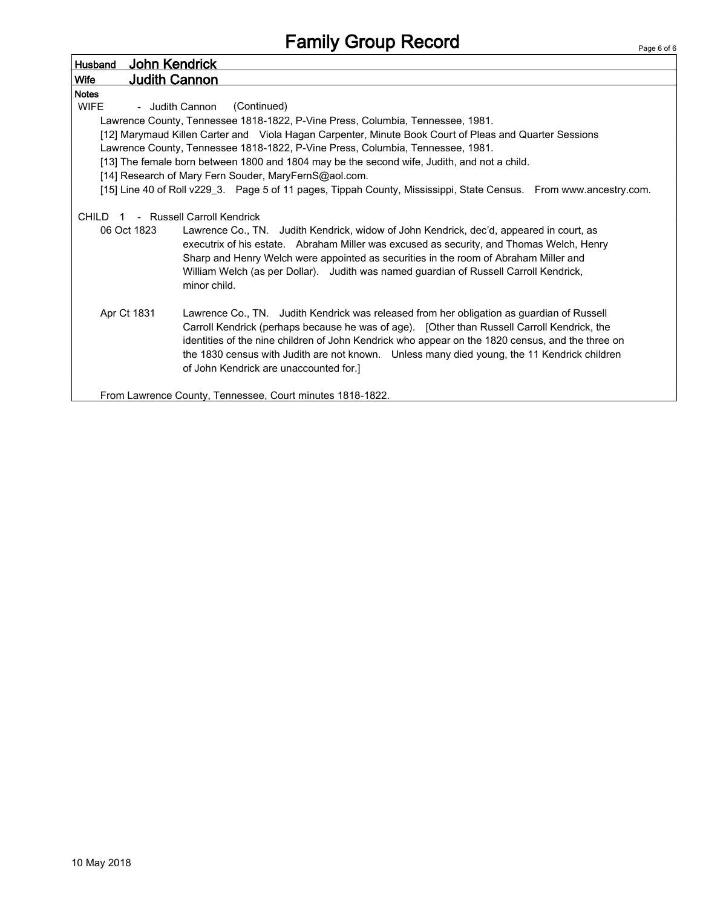# Family Group Record

**Husband** **John Kendrick**

**Wife** **Judith Cannon**

**Notes**

WIFE - Judith Cannon (Continued)

Lawrence County, Tennessee 1818-1822, P-Vine Press, Columbia, Tennessee, 1981.

[12] Marymaud Killen Carter and Viola Hagan Carpenter, Minute Book Court of Pleas and Quarter Sessions Lawrence County, Tennessee 1818-1822, P-Vine Press, Columbia, Tennessee, 1981.

[13] The female born between 1800 and 1804 may be the second wife, Judith, and not a child.

[14] Research of Mary Fern Souder, MaryFernS@aol.com.

[15] Line 40 of Roll v229_3. Page 5 of 11 pages, Tippah County, Mississippi, State Census. From www.ancestry.com.

CHILD 1 - Russell Carroll Kendrick

06 Oct 1823 — Lawrence Co., TN. Judith Kendrick, widow of John Kendrick, dec'd, appeared in court, as executrix of his estate. Abraham Miller was excused as security, and Thomas Welch, Henry Sharp and Henry Welch were appointed as securities in the room of Abraham Miller and William Welch (as per Dollar). Judith was named guardian of Russell Carroll Kendrick, minor child.

Apr Ct 1831 — Lawrence Co., TN. Judith Kendrick was released from her obligation as guardian of Russell Carroll Kendrick (perhaps because he was of age). [Other than Russell Carroll Kendrick, the identities of the nine children of John Kendrick who appear on the 1820 census, and the three on the 1830 census with Judith are not known. Unless many died young, the 11 Kendrick children of John Kendrick are unaccounted for.]

From Lawrence County, Tennessee, Court minutes 1818-1822.

10 May 2018